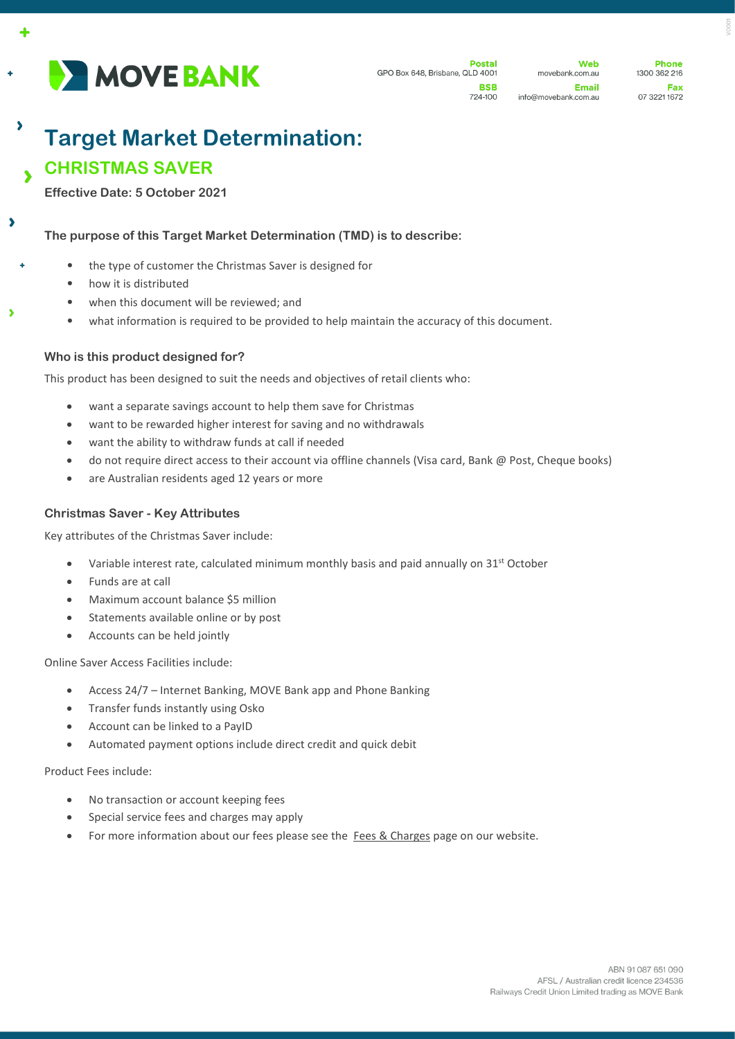MOVE BANK

**Postal**
GPO Box 648, Brisbane, QLD 4001

**BSB**
724-100

**Web**
movebank.com.au

**Email**
info@movebank.com.au

**Phone**
1300 362 216

**Fax**
07 3221 1672

# Target Market Determination:

## CHRISTMAS SAVER

**Effective Date: 5 October 2021**

### The purpose of this Target Market Determination (TMD) is to describe:

- the type of customer the Christmas Saver is designed for
- how it is distributed
- when this document will be reviewed; and
- what information is required to be provided to help maintain the accuracy of this document.

### Who is this product designed for?

This product has been designed to suit the needs and objectives of retail clients who:

- want a separate savings account to help them save for Christmas
- want to be rewarded higher interest for saving and no withdrawals
- want the ability to withdraw funds at call if needed
- do not require direct access to their account via offline channels (Visa card, Bank @ Post, Cheque books)
- are Australian residents aged 12 years or more

### Christmas Saver - Key Attributes

Key attributes of the Christmas Saver include:

- Variable interest rate, calculated minimum monthly basis and paid annually on 31st October
- Funds are at call
- Maximum account balance $5 million
- Statements available online or by post
- Accounts can be held jointly

Online Saver Access Facilities include:

- Access 24/7 – Internet Banking, MOVE Bank app and Phone Banking
- Transfer funds instantly using Osko
- Account can be linked to a PayID
- Automated payment options include direct credit and quick debit

Product Fees include:

- No transaction or account keeping fees
- Special service fees and charges may apply
- For more information about our fees please see the Fees & Charges page on our website.

ABN 91 087 651 090
AFSL / Australian credit licence 234536
Railways Credit Union Limited trading as MOVE Bank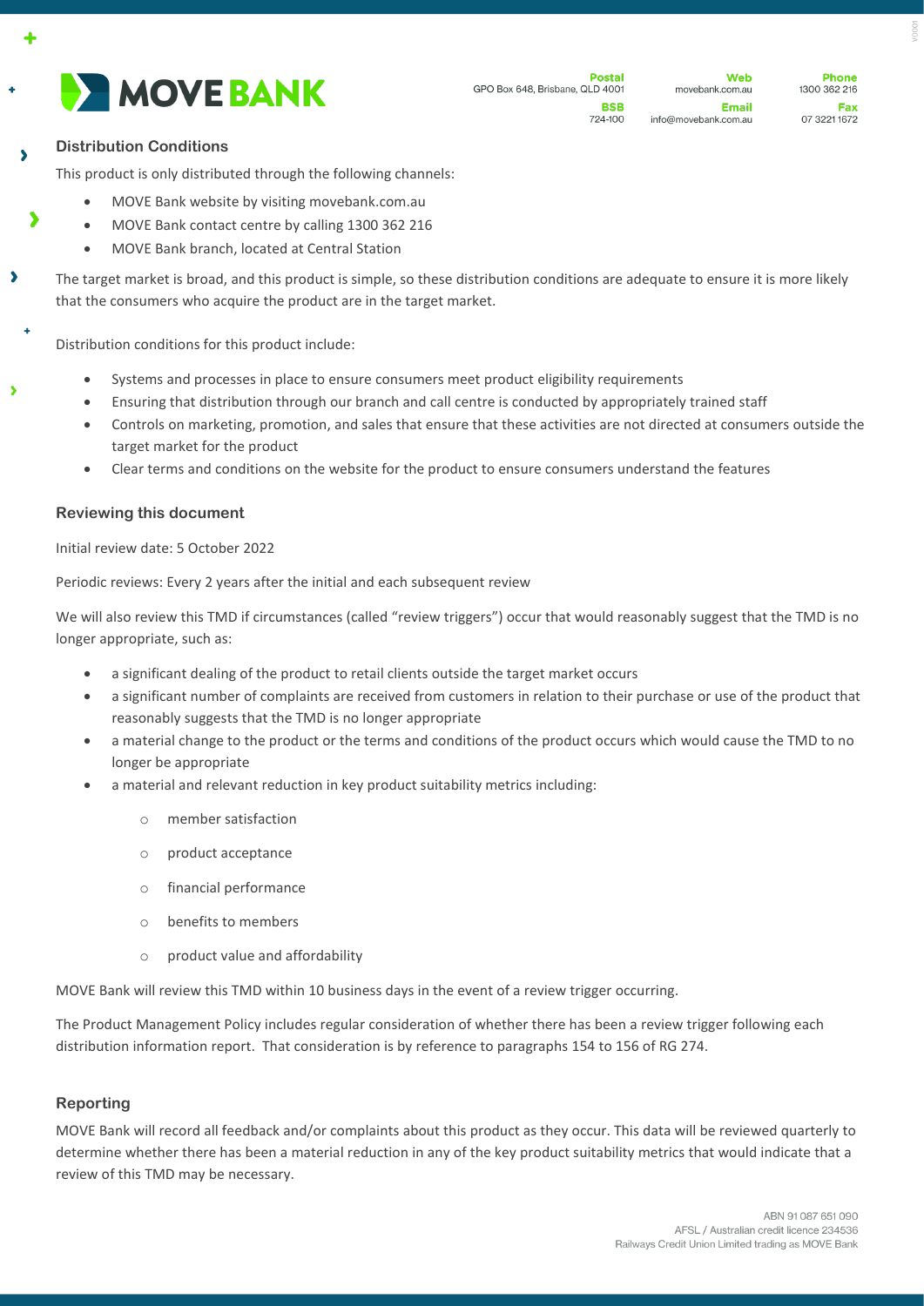## Distribution Conditions

This product is only distributed through the following channels:

- MOVE Bank website by visiting movebank.com.au
- MOVE Bank contact centre by calling 1300 362 216
- MOVE Bank branch, located at Central Station

The target market is broad, and this product is simple, so these distribution conditions are adequate to ensure it is more likely that the consumers who acquire the product are in the target market.

Distribution conditions for this product include:

- Systems and processes in place to ensure consumers meet product eligibility requirements
- Ensuring that distribution through our branch and call centre is conducted by appropriately trained staff
- Controls on marketing, promotion, and sales that ensure that these activities are not directed at consumers outside the target market for the product
- Clear terms and conditions on the website for the product to ensure consumers understand the features

## Reviewing this document

Initial review date: 5 October 2022

Periodic reviews: Every 2 years after the initial and each subsequent review

We will also review this TMD if circumstances (called "review triggers") occur that would reasonably suggest that the TMD is no longer appropriate, such as:

- a significant dealing of the product to retail clients outside the target market occurs
- a significant number of complaints are received from customers in relation to their purchase or use of the product that reasonably suggests that the TMD is no longer appropriate
- a material change to the product or the terms and conditions of the product occurs which would cause the TMD to no longer be appropriate
- a material and relevant reduction in key product suitability metrics including:
  - member satisfaction
  - product acceptance
  - financial performance
  - benefits to members
  - product value and affordability

MOVE Bank will review this TMD within 10 business days in the event of a review trigger occurring.

The Product Management Policy includes regular consideration of whether there has been a review trigger following each distribution information report. That consideration is by reference to paragraphs 154 to 156 of RG 274.

## Reporting

MOVE Bank will record all feedback and/or complaints about this product as they occur. This data will be reviewed quarterly to determine whether there has been a material reduction in any of the key product suitability metrics that would indicate that a review of this TMD may be necessary.